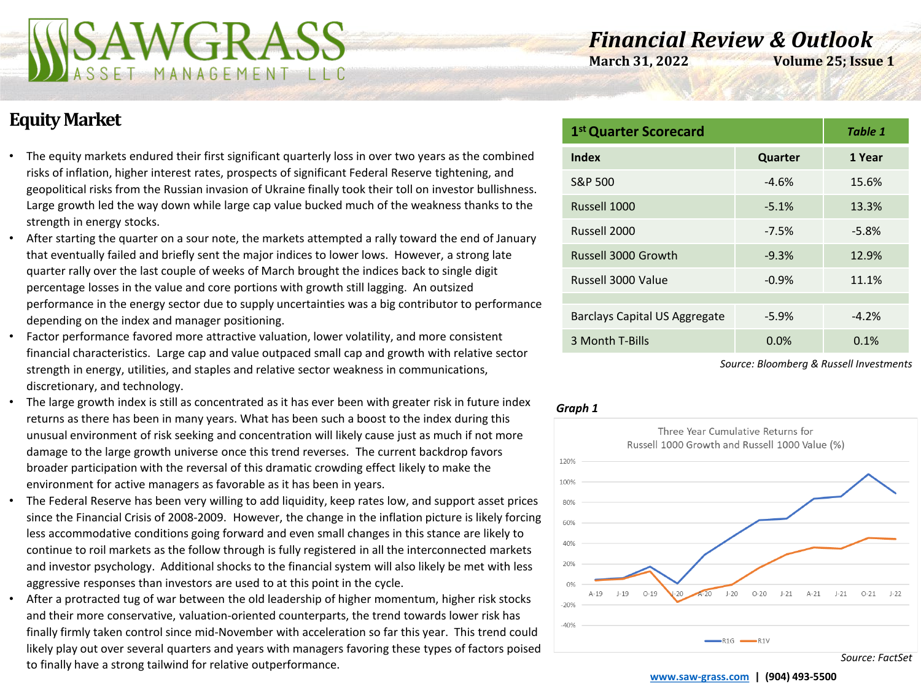# SAWGRASS ASSET MANAGEMENT LLC

## Financial Review & Outlook

**March 31, 2022** **Volume 25; Issue 1**

## Equity Market

- The equity markets endured their first significant quarterly loss in over two years as the combined risks of inflation, higher interest rates, prospects of significant Federal Reserve tightening, and geopolitical risks from the Russian invasion of Ukraine finally took their toll on investor bullishness. Large growth led the way down while large cap value bucked much of the weakness thanks to the strength in energy stocks.
- After starting the quarter on a sour note, the markets attempted a rally toward the end of January that eventually failed and briefly sent the major indices to lower lows. However, a strong late quarter rally over the last couple of weeks of March brought the indices back to single digit percentage losses in the value and core portions with growth still lagging. An outsized performance in the energy sector due to supply uncertainties was a big contributor to performance depending on the index and manager positioning.
- Factor performance favored more attractive valuation, lower volatility, and more consistent financial characteristics. Large cap and value outpaced small cap and growth with relative sector strength in energy, utilities, and staples and relative sector weakness in communications, discretionary, and technology.
- The large growth index is still as concentrated as it has ever been with greater risk in future index returns as there has been in many years. What has been such a boost to the index during this unusual environment of risk seeking and concentration will likely cause just as much if not more damage to the large growth universe once this trend reverses. The current backdrop favors broader participation with the reversal of this dramatic crowding effect likely to make the environment for active managers as favorable as it has been in years.
- The Federal Reserve has been very willing to add liquidity, keep rates low, and support asset prices since the Financial Crisis of 2008-2009. However, the change in the inflation picture is likely forcing less accommodative conditions going forward and even small changes in this stance are likely to continue to roil markets as the follow through is fully registered in all the interconnected markets and investor psychology. Additional shocks to the financial system will also likely be met with less aggressive responses than investors are used to at this point in the cycle.
- After a protracted tug of war between the old leadership of higher momentum, higher risk stocks and their more conservative, valuation-oriented counterparts, the trend towards lower risk has finally firmly taken control since mid-November with acceleration so far this year. This trend could likely play out over several quarters and years with managers favoring these types of factors poised to finally have a strong tailwind for relative outperformance.

| 1st Quarter Scorecard | | *Table 1* |
|---|---|---|
| **Index** | **Quarter** | **1 Year** |
| S&P 500 | -4.6% | 15.6% |
| Russell 1000 | -5.1% | 13.3% |
| Russell 2000 | -7.5% | -5.8% |
| Russell 3000 Growth | -9.3% | 12.9% |
| Russell 3000 Value | -0.9% | 11.1% |
| | | |
| Barclays Capital US Aggregate | -5.9% | -4.2% |
| 3 Month T-Bills | 0.0% | 0.1% |

*Source: Bloomberg & Russell Investments*

***Graph 1***

Three Year Cumulative Returns for Russell 1000 Growth and Russell 1000 Value (%)

*Source: FactSet*

www.saw-grass.com | (904) 493-5500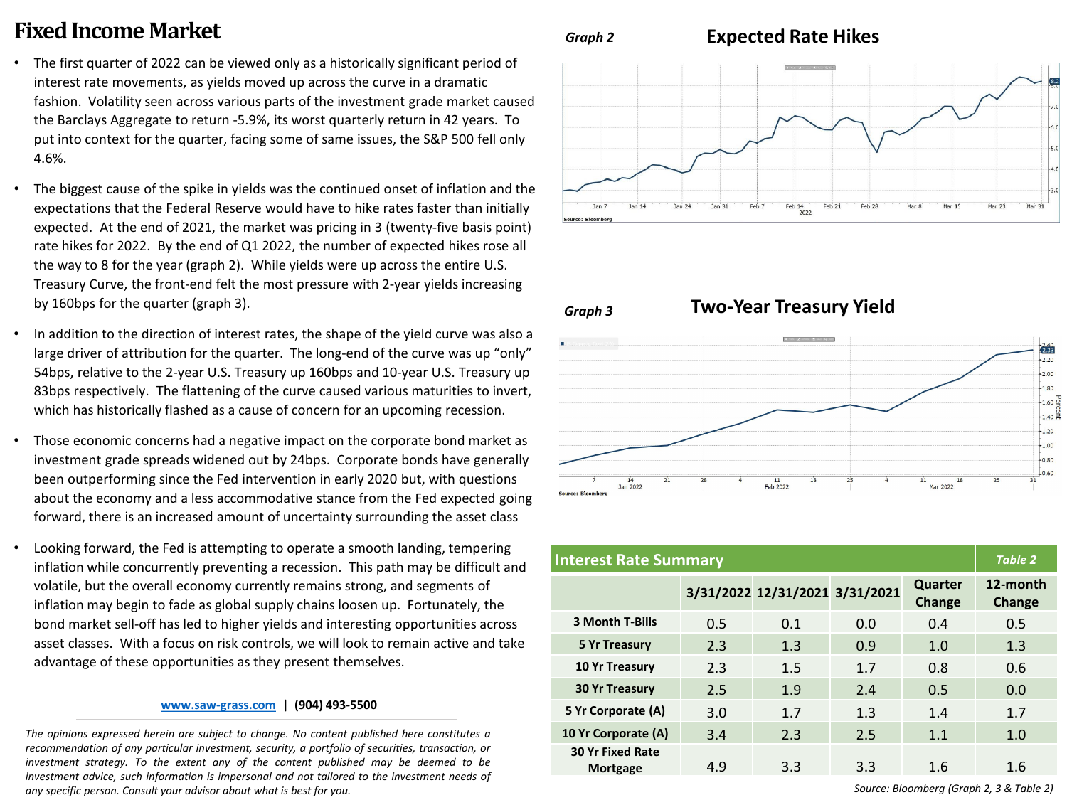# Fixed Income Market

- The first quarter of 2022 can be viewed only as a historically significant period of interest rate movements, as yields moved up across the curve in a dramatic fashion. Volatility seen across various parts of the investment grade market caused the Barclays Aggregate to return -5.9%, its worst quarterly return in 42 years. To put into context for the quarter, facing some of same issues, the S&P 500 fell only 4.6%.

- The biggest cause of the spike in yields was the continued onset of inflation and the expectations that the Federal Reserve would have to hike rates faster than initially expected. At the end of 2021, the market was pricing in 3 (twenty-five basis point) rate hikes for 2022. By the end of Q1 2022, the number of expected hikes rose all the way to 8 for the year (graph 2). While yields were up across the entire U.S. Treasury Curve, the front-end felt the most pressure with 2-year yields increasing by 160bps for the quarter (graph 3).

- In addition to the direction of interest rates, the shape of the yield curve was also a large driver of attribution for the quarter. The long-end of the curve was up "only" 54bps, relative to the 2-year U.S. Treasury up 160bps and 10-year U.S. Treasury up 83bps respectively. The flattening of the curve caused various maturities to invert, which has historically flashed as a cause of concern for an upcoming recession.

- Those economic concerns had a negative impact on the corporate bond market as investment grade spreads widened out by 24bps. Corporate bonds have generally been outperforming since the Fed intervention in early 2020 but, with questions about the economy and a less accommodative stance from the Fed expected going forward, there is an increased amount of uncertainty surrounding the asset class

- Looking forward, the Fed is attempting to operate a smooth landing, tempering inflation while concurrently preventing a recession. This path may be difficult and volatile, but the overall economy currently remains strong, and segments of inflation may begin to fade as global supply chains loosen up. Fortunately, the bond market sell-off has led to higher yields and interesting opportunities across asset classes. With a focus on risk controls, we will look to remain active and take advantage of these opportunities as they present themselves.

*Graph 2* **Expected Rate Hikes**

Jan 7, Jan 14, Jan 24, Jan 31, Feb 7, Feb 14, Feb 21, Feb 28, Mar 8, Mar 15, Mar 23, Mar 31
2022
3.0, 4.0, 5.0, 6.0, 7.0, 8.2
Source: Bloomberg

*Graph 3* **Two-Year Treasury Yield**

7, 14, 21, 28 (Jan 2022); 4, 11, 18, 25 (Feb 2022); 4, 11, 18, 25, 31 (Mar 2022)
0.60, 0.80, 1.00, 1.20, 1.40, 1.60, 1.80, 2.00, 2.20, 2.40, 2.33
Percent
Source: Bloomberg

| Interest Rate Summary | | | | | Table 2 |
|---|---|---|---|---|---|
| | 3/31/2022 | 12/31/2021 | 3/31/2021 | Quarter Change | 12-month Change |
| 3 Month T-Bills | 0.5 | 0.1 | 0.0 | 0.4 | 0.5 |
| 5 Yr Treasury | 2.3 | 1.3 | 0.9 | 1.0 | 1.3 |
| 10 Yr Treasury | 2.3 | 1.5 | 1.7 | 0.8 | 0.6 |
| 30 Yr Treasury | 2.5 | 1.9 | 2.4 | 0.5 | 0.0 |
| 5 Yr Corporate (A) | 3.0 | 1.7 | 1.3 | 1.4 | 1.7 |
| 10 Yr Corporate (A) | 3.4 | 2.3 | 2.5 | 1.1 | 1.0 |
| 30 Yr Fixed Rate Mortgage | 4.9 | 3.3 | 3.3 | 1.6 | 1.6 |

*Source: Bloomberg (Graph 2, 3 & Table 2)*

www.saw-grass.com | **(904) 493-5500**

*The opinions expressed herein are subject to change. No content published here constitutes a recommendation of any particular investment, security, a portfolio of securities, transaction, or investment strategy. To the extent any of the content published may be deemed to be investment advice, such information is impersonal and not tailored to the investment needs of any specific person. Consult your advisor about what is best for you.*